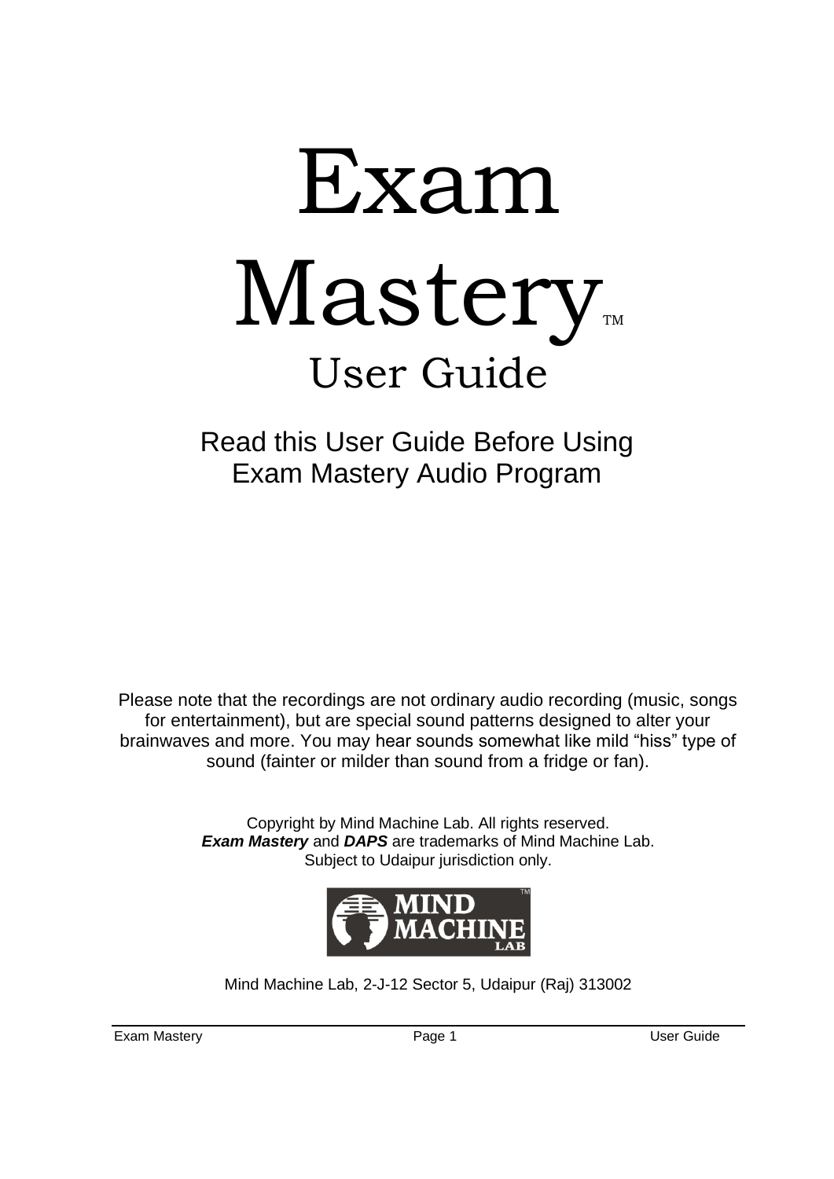# Exam Mastery™

## User Guide

Read this User Guide Before Using
Exam Mastery Audio Program

Please note that the recordings are not ordinary audio recording (music, songs for entertainment), but are special sound patterns designed to alter your brainwaves and more. You may hear sounds somewhat like mild "hiss" type of sound (fainter or milder than sound from a fridge or fan).

Copyright by Mind Machine Lab. All rights reserved.
***Exam Mastery*** and ***DAPS*** are trademarks of Mind Machine Lab.
Subject to Udaipur jurisdiction only.

MIND MACHINE LAB™

Mind Machine Lab, 2-J-12 Sector 5, Udaipur (Raj) 313002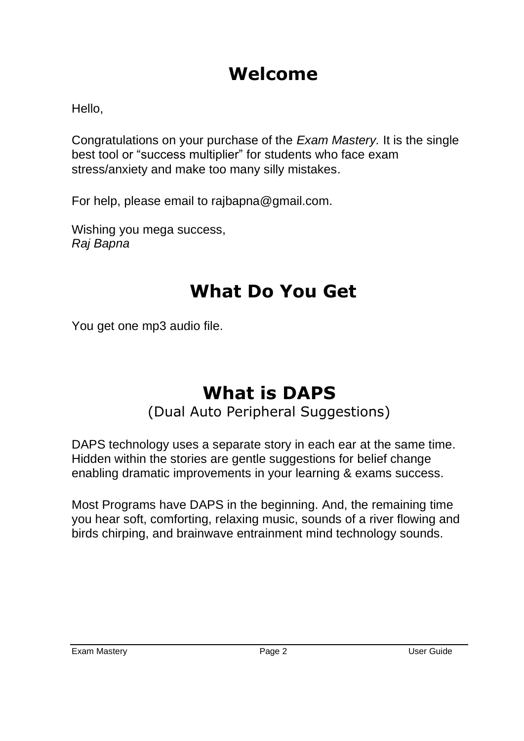# Welcome

Hello,

Congratulations on your purchase of the *Exam Mastery.* It is the single best tool or “success multiplier” for students who face exam stress/anxiety and make too many silly mistakes.

For help, please email to rajbapna@gmail.com.

Wishing you mega success,
*Raj Bapna*

# What Do You Get

You get one mp3 audio file.

# What is DAPS

(Dual Auto Peripheral Suggestions)

DAPS technology uses a separate story in each ear at the same time. Hidden within the stories are gentle suggestions for belief change enabling dramatic improvements in your learning & exams success.

Most Programs have DAPS in the beginning. And, the remaining time you hear soft, comforting, relaxing music, sounds of a river flowing and birds chirping, and brainwave entrainment mind technology sounds.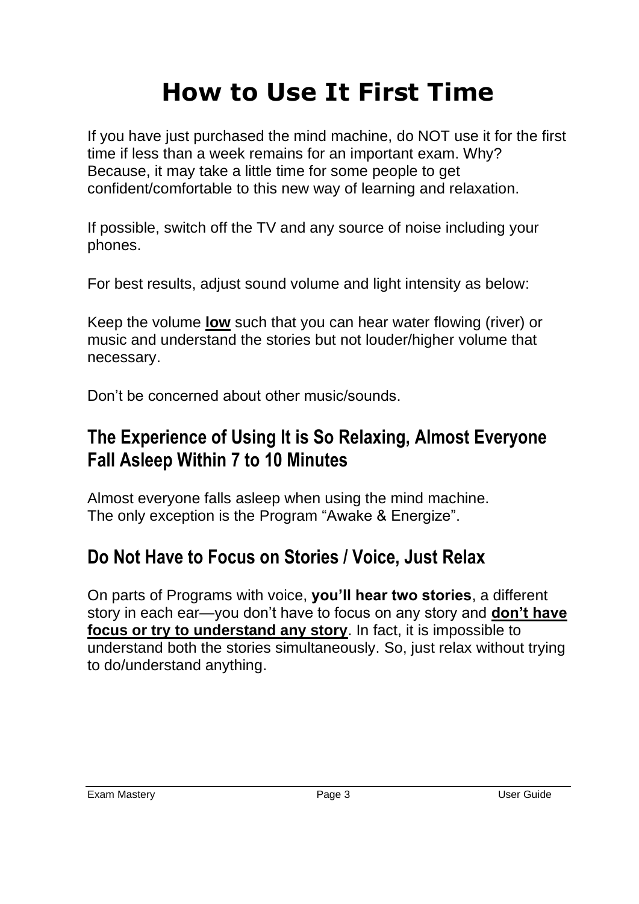# How to Use It First Time

If you have just purchased the mind machine, do NOT use it for the first time if less than a week remains for an important exam. Why? Because, it may take a little time for some people to get confident/comfortable to this new way of learning and relaxation.

If possible, switch off the TV and any source of noise including your phones.

For best results, adjust sound volume and light intensity as below:

Keep the volume **<u>low</u>** such that you can hear water flowing (river) or music and understand the stories but not louder/higher volume that necessary.

Don’t be concerned about other music/sounds.

## The Experience of Using It is So Relaxing, Almost Everyone Fall Asleep Within 7 to 10 Minutes

Almost everyone falls asleep when using the mind machine.
The only exception is the Program “Awake & Energize”.

## Do Not Have to Focus on Stories / Voice, Just Relax

On parts of Programs with voice, **you’ll hear two stories**, a different story in each ear—you don’t have to focus on any story and **<u>don’t have focus or try to understand any story</u>**. In fact, it is impossible to understand both the stories simultaneously. So, just relax without trying to do/understand anything.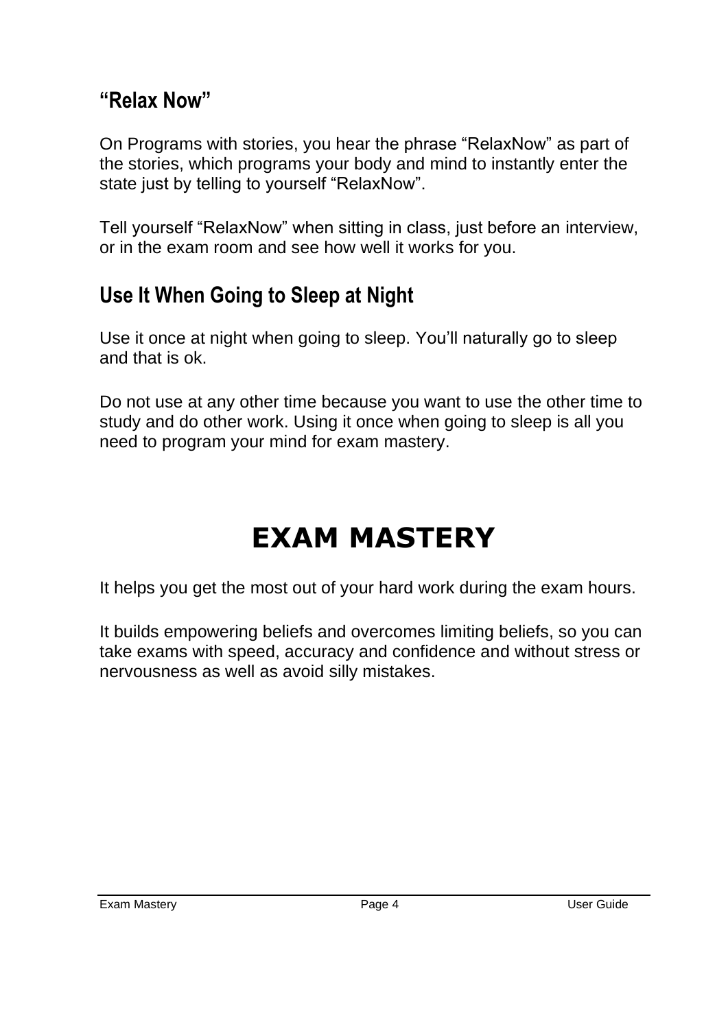## "Relax Now"

On Programs with stories, you hear the phrase "RelaxNow" as part of the stories, which programs your body and mind to instantly enter the state just by telling to yourself "RelaxNow".

Tell yourself "RelaxNow" when sitting in class, just before an interview, or in the exam room and see how well it works for you.

## Use It When Going to Sleep at Night

Use it once at night when going to sleep. You'll naturally go to sleep and that is ok.

Do not use at any other time because you want to use the other time to study and do other work. Using it once when going to sleep is all you need to program your mind for exam mastery.

# EXAM MASTERY

It helps you get the most out of your hard work during the exam hours.

It builds empowering beliefs and overcomes limiting beliefs, so you can take exams with speed, accuracy and confidence and without stress or nervousness as well as avoid silly mistakes.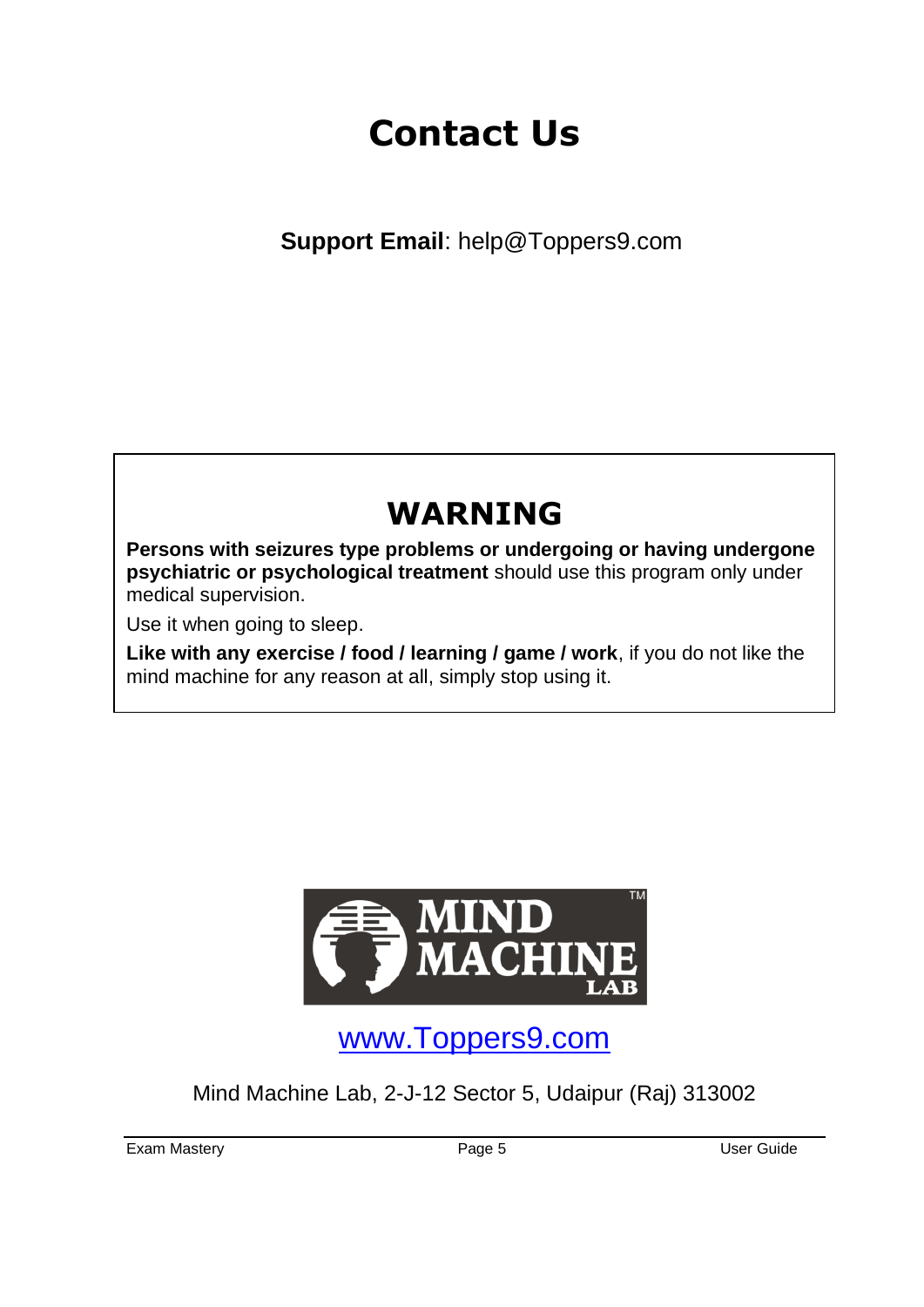# Contact Us

**Support Email**: help@Toppers9.com

## WARNING

**Persons with seizures type problems or undergoing or having undergone psychiatric or psychological treatment** should use this program only under medical supervision.

Use it when going to sleep.

**Like with any exercise / food / learning / game / work**, if you do not like the mind machine for any reason at all, simply stop using it.

MIND MACHINE LAB™

www.Toppers9.com

Mind Machine Lab, 2-J-12 Sector 5, Udaipur (Raj) 313002